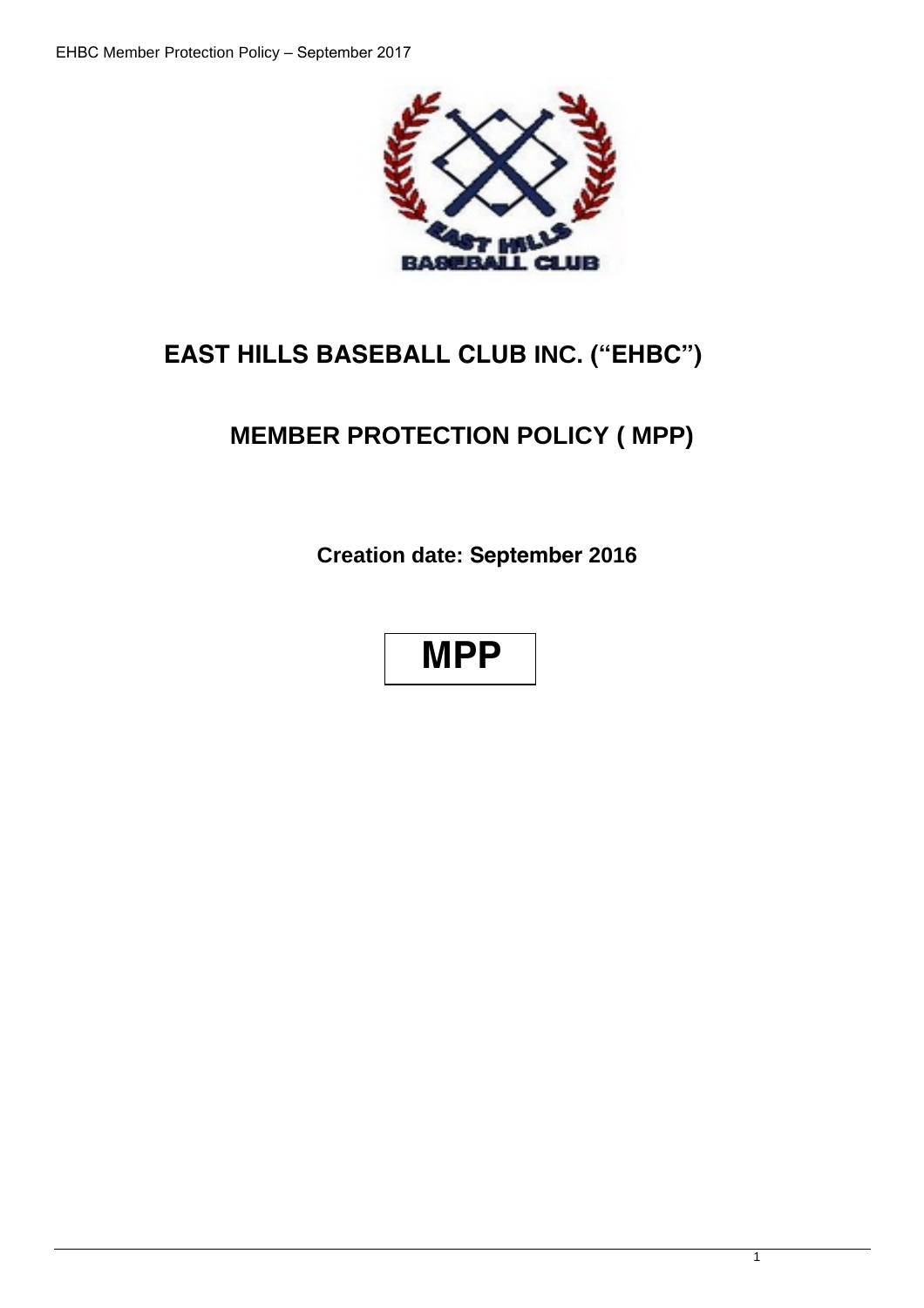# EAST HILLS BASEBALL CLUB INC. ("EHBC")

## MEMBER PROTECTION POLICY ( MPP)

**Creation date: September 2016**

**MPP**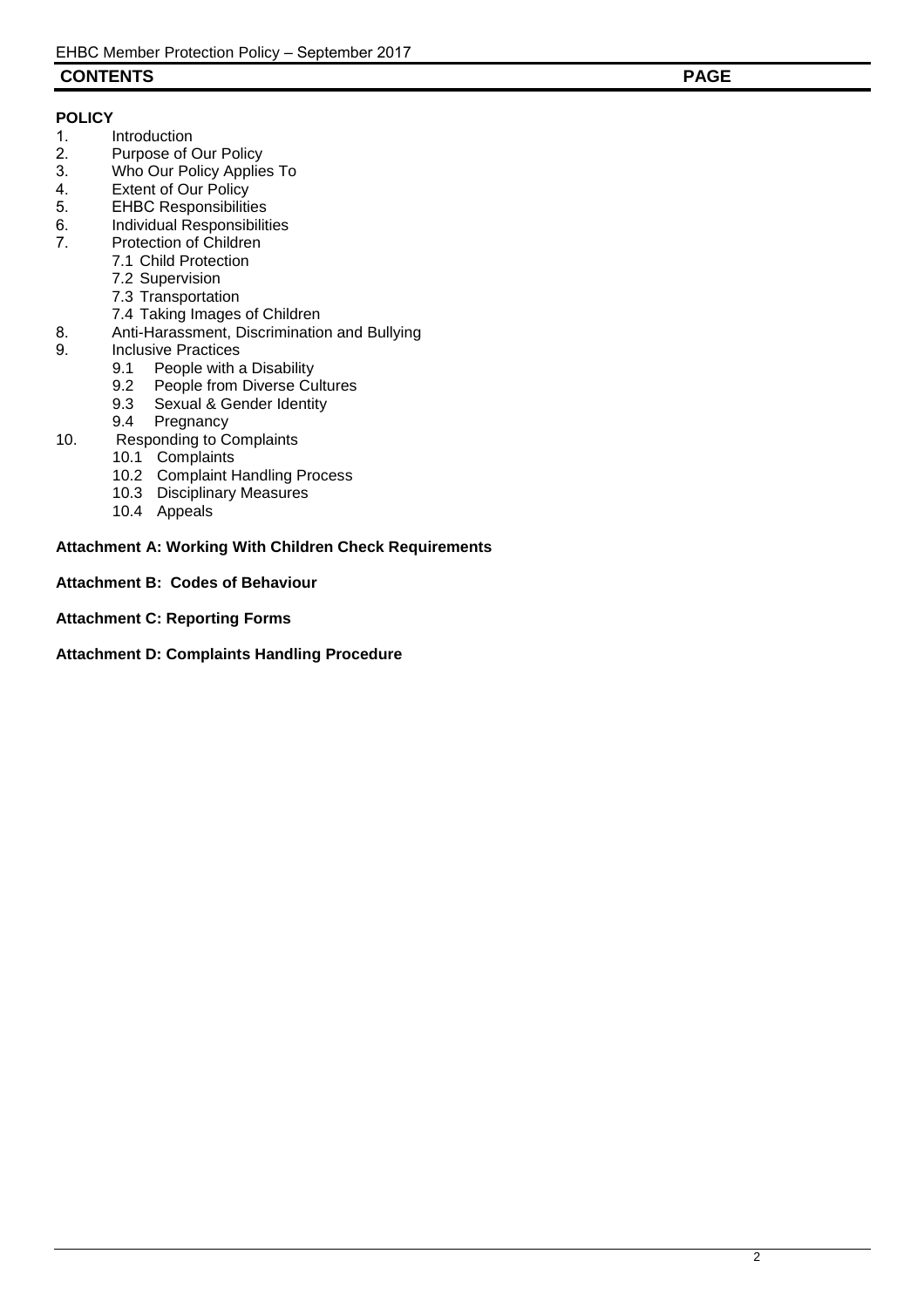## CONTENTS PAGE

**POLICY**

1. Introduction
2. Purpose of Our Policy
3. Who Our Policy Applies To
4. Extent of Our Policy
5. EHBC Responsibilities
6. Individual Responsibilities
7. Protection of Children
   - 7.1 Child Protection
   - 7.2 Supervision
   - 7.3 Transportation
   - 7.4 Taking Images of Children
8. Anti-Harassment, Discrimination and Bullying
9. Inclusive Practices
   - 9.1 People with a Disability
   - 9.2 People from Diverse Cultures
   - 9.3 Sexual & Gender Identity
   - 9.4 Pregnancy
10. Responding to Complaints
    - 10.1 Complaints
    - 10.2 Complaint Handling Process
    - 10.3 Disciplinary Measures
    - 10.4 Appeals

**Attachment A: Working With Children Check Requirements**

**Attachment B: Codes of Behaviour**

**Attachment C: Reporting Forms**

**Attachment D: Complaints Handling Procedure**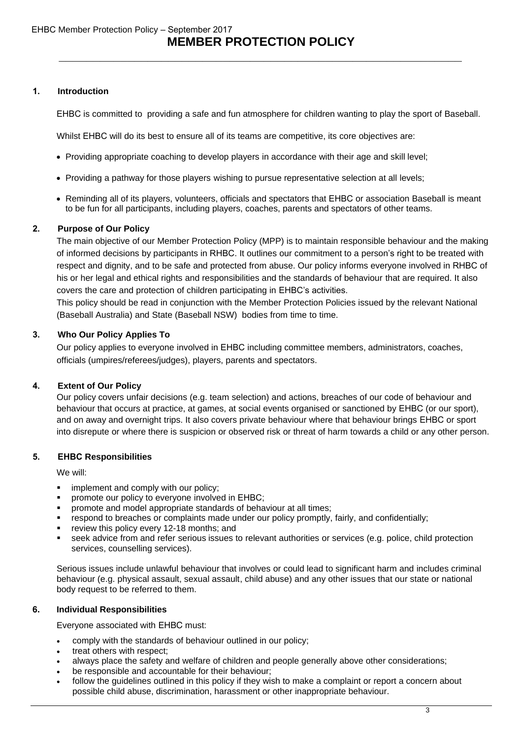# MEMBER PROTECTION POLICY

## 1. Introduction

EHBC is committed to providing a safe and fun atmosphere for children wanting to play the sport of Baseball.

Whilst EHBC will do its best to ensure all of its teams are competitive, its core objectives are:

- Providing appropriate coaching to develop players in accordance with their age and skill level;
- Providing a pathway for those players wishing to pursue representative selection at all levels;
- Reminding all of its players, volunteers, officials and spectators that EHBC or association Baseball is meant to be fun for all participants, including players, coaches, parents and spectators of other teams.

## 2. Purpose of Our Policy

The main objective of our Member Protection Policy (MPP) is to maintain responsible behaviour and the making of informed decisions by participants in RHBC. It outlines our commitment to a person's right to be treated with respect and dignity, and to be safe and protected from abuse. Our policy informs everyone involved in RHBC of his or her legal and ethical rights and responsibilities and the standards of behaviour that are required. It also covers the care and protection of children participating in EHBC's activities.

This policy should be read in conjunction with the Member Protection Policies issued by the relevant National (Baseball Australia) and State (Baseball NSW) bodies from time to time.

## 3. Who Our Policy Applies To

Our policy applies to everyone involved in EHBC including committee members, administrators, coaches, officials (umpires/referees/judges), players, parents and spectators.

## 4. Extent of Our Policy

Our policy covers unfair decisions (e.g. team selection) and actions, breaches of our code of behaviour and behaviour that occurs at practice, at games, at social events organised or sanctioned by EHBC (or our sport), and on away and overnight trips. It also covers private behaviour where that behaviour brings EHBC or sport into disrepute or where there is suspicion or observed risk or threat of harm towards a child or any other person.

## 5. EHBC Responsibilities

We will:

- implement and comply with our policy;
- promote our policy to everyone involved in EHBC;
- promote and model appropriate standards of behaviour at all times;
- respond to breaches or complaints made under our policy promptly, fairly, and confidentially;
- review this policy every 12-18 months; and
- seek advice from and refer serious issues to relevant authorities or services (e.g. police, child protection services, counselling services).

Serious issues include unlawful behaviour that involves or could lead to significant harm and includes criminal behaviour (e.g. physical assault, sexual assault, child abuse) and any other issues that our state or national body request to be referred to them.

## 6. Individual Responsibilities

Everyone associated with EHBC must:

- comply with the standards of behaviour outlined in our policy;
- treat others with respect;
- always place the safety and welfare of children and people generally above other considerations;
- be responsible and accountable for their behaviour;
- follow the guidelines outlined in this policy if they wish to make a complaint or report a concern about possible child abuse, discrimination, harassment or other inappropriate behaviour.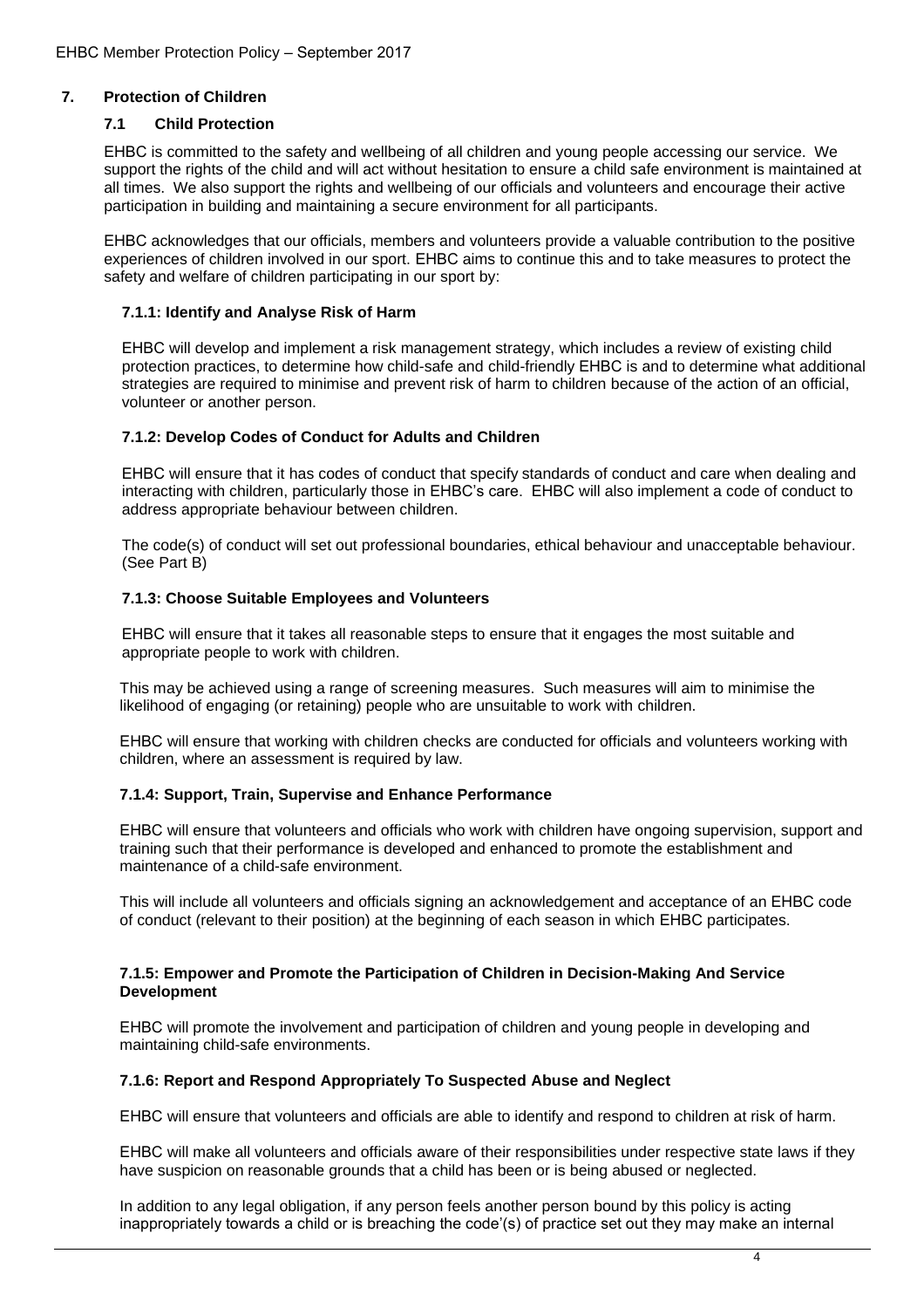## 7. Protection of Children

### 7.1 Child Protection

EHBC is committed to the safety and wellbeing of all children and young people accessing our service. We support the rights of the child and will act without hesitation to ensure a child safe environment is maintained at all times. We also support the rights and wellbeing of our officials and volunteers and encourage their active participation in building and maintaining a secure environment for all participants.

EHBC acknowledges that our officials, members and volunteers provide a valuable contribution to the positive experiences of children involved in our sport. EHBC aims to continue this and to take measures to protect the safety and welfare of children participating in our sport by:

#### 7.1.1: Identify and Analyse Risk of Harm

EHBC will develop and implement a risk management strategy, which includes a review of existing child protection practices, to determine how child-safe and child-friendly EHBC is and to determine what additional strategies are required to minimise and prevent risk of harm to children because of the action of an official, volunteer or another person.

#### 7.1.2: Develop Codes of Conduct for Adults and Children

EHBC will ensure that it has codes of conduct that specify standards of conduct and care when dealing and interacting with children, particularly those in EHBC's care. EHBC will also implement a code of conduct to address appropriate behaviour between children.

The code(s) of conduct will set out professional boundaries, ethical behaviour and unacceptable behaviour. (See Part B)

#### 7.1.3: Choose Suitable Employees and Volunteers

EHBC will ensure that it takes all reasonable steps to ensure that it engages the most suitable and appropriate people to work with children.

This may be achieved using a range of screening measures. Such measures will aim to minimise the likelihood of engaging (or retaining) people who are unsuitable to work with children.

EHBC will ensure that working with children checks are conducted for officials and volunteers working with children, where an assessment is required by law.

#### 7.1.4: Support, Train, Supervise and Enhance Performance

EHBC will ensure that volunteers and officials who work with children have ongoing supervision, support and training such that their performance is developed and enhanced to promote the establishment and maintenance of a child-safe environment.

This will include all volunteers and officials signing an acknowledgement and acceptance of an EHBC code of conduct (relevant to their position) at the beginning of each season in which EHBC participates.

#### 7.1.5: Empower and Promote the Participation of Children in Decision-Making And Service Development

EHBC will promote the involvement and participation of children and young people in developing and maintaining child-safe environments.

#### 7.1.6: Report and Respond Appropriately To Suspected Abuse and Neglect

EHBC will ensure that volunteers and officials are able to identify and respond to children at risk of harm.

EHBC will make all volunteers and officials aware of their responsibilities under respective state laws if they have suspicion on reasonable grounds that a child has been or is being abused or neglected.

In addition to any legal obligation, if any person feels another person bound by this policy is acting inappropriately towards a child or is breaching the code'(s) of practice set out they may make an internal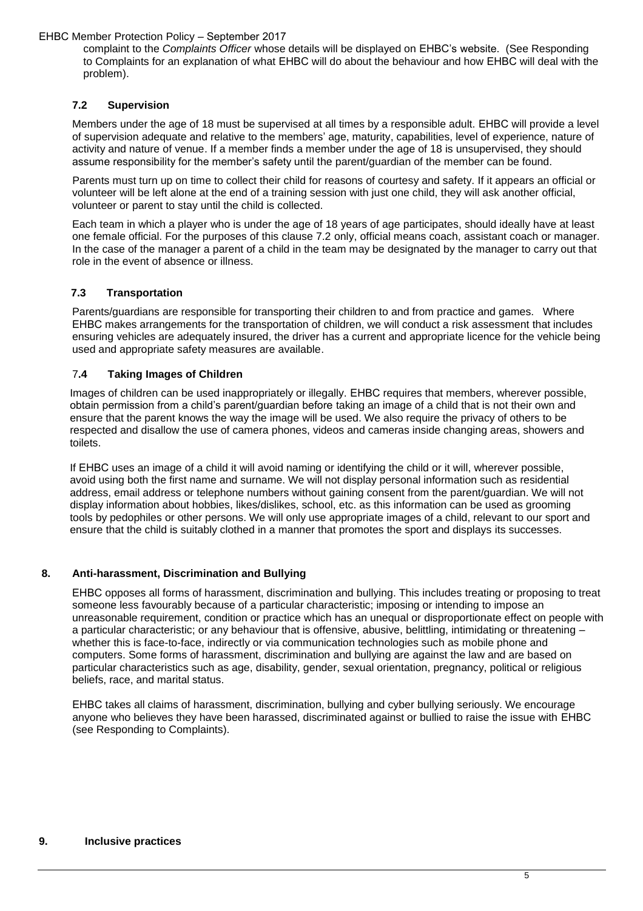complaint to the *Complaints Officer* whose details will be displayed on EHBC's website. (See Responding to Complaints for an explanation of what EHBC will do about the behaviour and how EHBC will deal with the problem).

### 7.2 Supervision

Members under the age of 18 must be supervised at all times by a responsible adult. EHBC will provide a level of supervision adequate and relative to the members' age, maturity, capabilities, level of experience, nature of activity and nature of venue. If a member finds a member under the age of 18 is unsupervised, they should assume responsibility for the member's safety until the parent/guardian of the member can be found.

Parents must turn up on time to collect their child for reasons of courtesy and safety. If it appears an official or volunteer will be left alone at the end of a training session with just one child, they will ask another official, volunteer or parent to stay until the child is collected.

Each team in which a player who is under the age of 18 years of age participates, should ideally have at least one female official. For the purposes of this clause 7.2 only, official means coach, assistant coach or manager. In the case of the manager a parent of a child in the team may be designated by the manager to carry out that role in the event of absence or illness.

### 7.3 Transportation

Parents/guardians are responsible for transporting their children to and from practice and games. Where EHBC makes arrangements for the transportation of children, we will conduct a risk assessment that includes ensuring vehicles are adequately insured, the driver has a current and appropriate licence for the vehicle being used and appropriate safety measures are available.

### 7.4 Taking Images of Children

Images of children can be used inappropriately or illegally. EHBC requires that members, wherever possible, obtain permission from a child's parent/guardian before taking an image of a child that is not their own and ensure that the parent knows the way the image will be used. We also require the privacy of others to be respected and disallow the use of camera phones, videos and cameras inside changing areas, showers and toilets.

If EHBC uses an image of a child it will avoid naming or identifying the child or it will, wherever possible, avoid using both the first name and surname. We will not display personal information such as residential address, email address or telephone numbers without gaining consent from the parent/guardian. We will not display information about hobbies, likes/dislikes, school, etc. as this information can be used as grooming tools by pedophiles or other persons. We will only use appropriate images of a child, relevant to our sport and ensure that the child is suitably clothed in a manner that promotes the sport and displays its successes.

## 8. Anti-harassment, Discrimination and Bullying

EHBC opposes all forms of harassment, discrimination and bullying. This includes treating or proposing to treat someone less favourably because of a particular characteristic; imposing or intending to impose an unreasonable requirement, condition or practice which has an unequal or disproportionate effect on people with a particular characteristic; or any behaviour that is offensive, abusive, belittling, intimidating or threatening – whether this is face-to-face, indirectly or via communication technologies such as mobile phone and computers. Some forms of harassment, discrimination and bullying are against the law and are based on particular characteristics such as age, disability, gender, sexual orientation, pregnancy, political or religious beliefs, race, and marital status.

EHBC takes all claims of harassment, discrimination, bullying and cyber bullying seriously. We encourage anyone who believes they have been harassed, discriminated against or bullied to raise the issue with EHBC (see Responding to Complaints).

## 9. Inclusive practices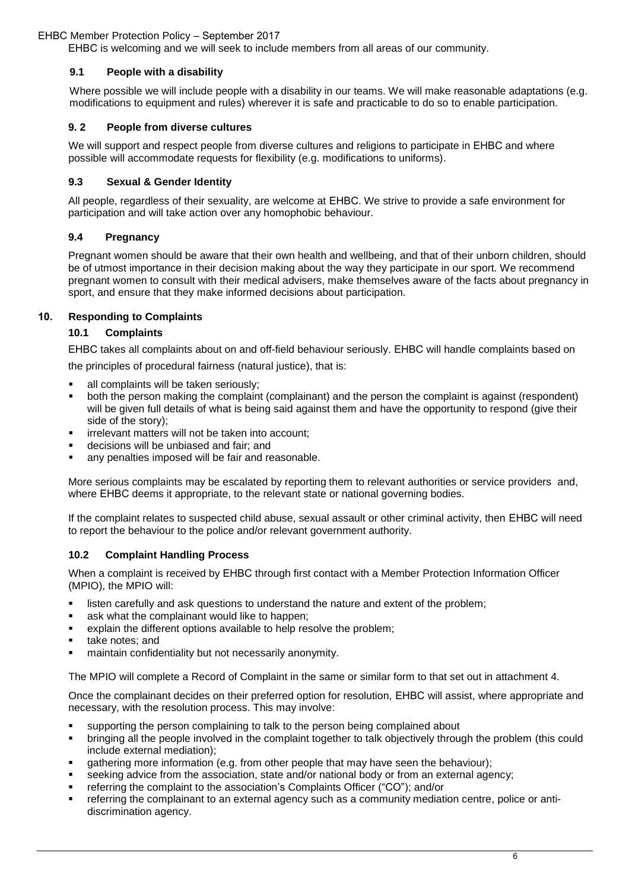EHBC is welcoming and we will seek to include members from all areas of our community.

### 9.1 People with a disability

Where possible we will include people with a disability in our teams. We will make reasonable adaptations (e.g. modifications to equipment and rules) wherever it is safe and practicable to do so to enable participation.

### 9. 2 People from diverse cultures

We will support and respect people from diverse cultures and religions to participate in EHBC and where possible will accommodate requests for flexibility (e.g. modifications to uniforms).

### 9.3 Sexual & Gender Identity

All people, regardless of their sexuality, are welcome at EHBC. We strive to provide a safe environment for participation and will take action over any homophobic behaviour.

### 9.4 Pregnancy

Pregnant women should be aware that their own health and wellbeing, and that of their unborn children, should be of utmost importance in their decision making about the way they participate in our sport. We recommend pregnant women to consult with their medical advisers, make themselves aware of the facts about pregnancy in sport, and ensure that they make informed decisions about participation.

## 10. Responding to Complaints

### 10.1 Complaints

EHBC takes all complaints about on and off-field behaviour seriously. EHBC will handle complaints based on the principles of procedural fairness (natural justice), that is:

- all complaints will be taken seriously;
- both the person making the complaint (complainant) and the person the complaint is against (respondent) will be given full details of what is being said against them and have the opportunity to respond (give their side of the story);
- irrelevant matters will not be taken into account;
- decisions will be unbiased and fair; and
- any penalties imposed will be fair and reasonable.

More serious complaints may be escalated by reporting them to relevant authorities or service providers and, where EHBC deems it appropriate, to the relevant state or national governing bodies.

If the complaint relates to suspected child abuse, sexual assault or other criminal activity, then EHBC will need to report the behaviour to the police and/or relevant government authority.

### 10.2 Complaint Handling Process

When a complaint is received by EHBC through first contact with a Member Protection Information Officer (MPIO), the MPIO will:

- listen carefully and ask questions to understand the nature and extent of the problem;
- ask what the complainant would like to happen;
- explain the different options available to help resolve the problem;
- take notes; and
- maintain confidentiality but not necessarily anonymity.

The MPIO will complete a Record of Complaint in the same or similar form to that set out in attachment 4.

Once the complainant decides on their preferred option for resolution, EHBC will assist, where appropriate and necessary, with the resolution process. This may involve:

- supporting the person complaining to talk to the person being complained about
- bringing all the people involved in the complaint together to talk objectively through the problem (this could include external mediation);
- gathering more information (e.g. from other people that may have seen the behaviour);
- seeking advice from the association, state and/or national body or from an external agency;
- referring the complaint to the association's Complaints Officer ("CO"); and/or
- referring the complainant to an external agency such as a community mediation centre, police or anti-discrimination agency.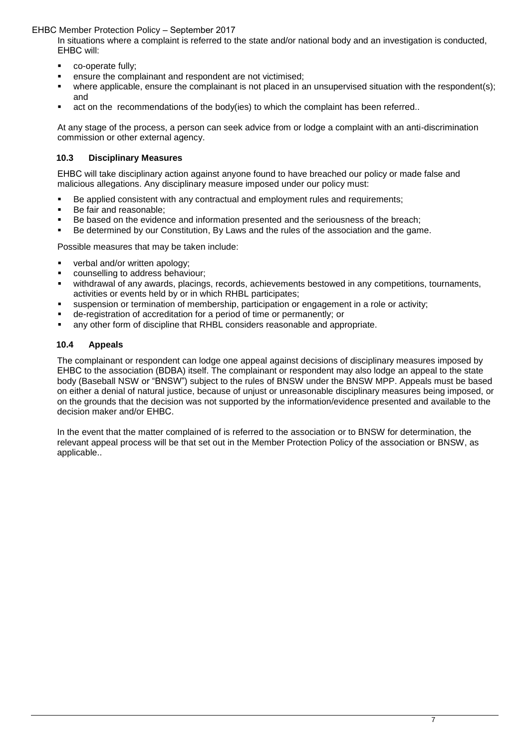In situations where a complaint is referred to the state and/or national body and an investigation is conducted, EHBC will:

- co-operate fully;
- ensure the complainant and respondent are not victimised;
- where applicable, ensure the complainant is not placed in an unsupervised situation with the respondent(s); and
- act on the recommendations of the body(ies) to which the complaint has been referred..

At any stage of the process, a person can seek advice from or lodge a complaint with an anti-discrimination commission or other external agency.

### 10.3 Disciplinary Measures

EHBC will take disciplinary action against anyone found to have breached our policy or made false and malicious allegations. Any disciplinary measure imposed under our policy must:

- Be applied consistent with any contractual and employment rules and requirements;
- Be fair and reasonable;
- Be based on the evidence and information presented and the seriousness of the breach;
- Be determined by our Constitution, By Laws and the rules of the association and the game.

Possible measures that may be taken include:

- verbal and/or written apology;
- counselling to address behaviour;
- withdrawal of any awards, placings, records, achievements bestowed in any competitions, tournaments, activities or events held by or in which RHBL participates;
- suspension or termination of membership, participation or engagement in a role or activity;
- de-registration of accreditation for a period of time or permanently; or
- any other form of discipline that RHBL considers reasonable and appropriate.

### 10.4 Appeals

The complainant or respondent can lodge one appeal against decisions of disciplinary measures imposed by EHBC to the association (BDBA) itself. The complainant or respondent may also lodge an appeal to the state body (Baseball NSW or "BNSW") subject to the rules of BNSW under the BNSW MPP. Appeals must be based on either a denial of natural justice, because of unjust or unreasonable disciplinary measures being imposed, or on the grounds that the decision was not supported by the information/evidence presented and available to the decision maker and/or EHBC.

In the event that the matter complained of is referred to the association or to BNSW for determination, the relevant appeal process will be that set out in the Member Protection Policy of the association or BNSW, as applicable..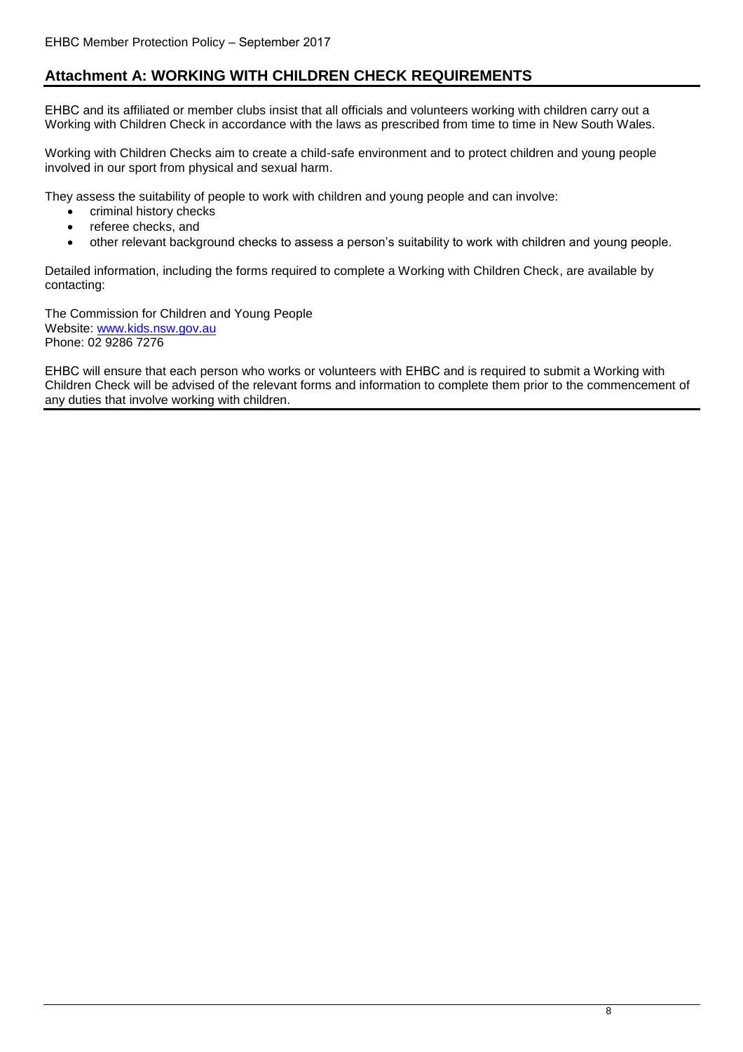## Attachment A: WORKING WITH CHILDREN CHECK REQUIREMENTS

EHBC and its affiliated or member clubs insist that all officials and volunteers working with children carry out a Working with Children Check in accordance with the laws as prescribed from time to time in New South Wales.

Working with Children Checks aim to create a child-safe environment and to protect children and young people involved in our sport from physical and sexual harm.

They assess the suitability of people to work with children and young people and can involve:

- criminal history checks
- referee checks, and
- other relevant background checks to assess a person's suitability to work with children and young people.

Detailed information, including the forms required to complete a Working with Children Check, are available by contacting:

The Commission for Children and Young People
Website: www.kids.nsw.gov.au
Phone: 02 9286 7276

EHBC will ensure that each person who works or volunteers with EHBC and is required to submit a Working with Children Check will be advised of the relevant forms and information to complete them prior to the commencement of any duties that involve working with children.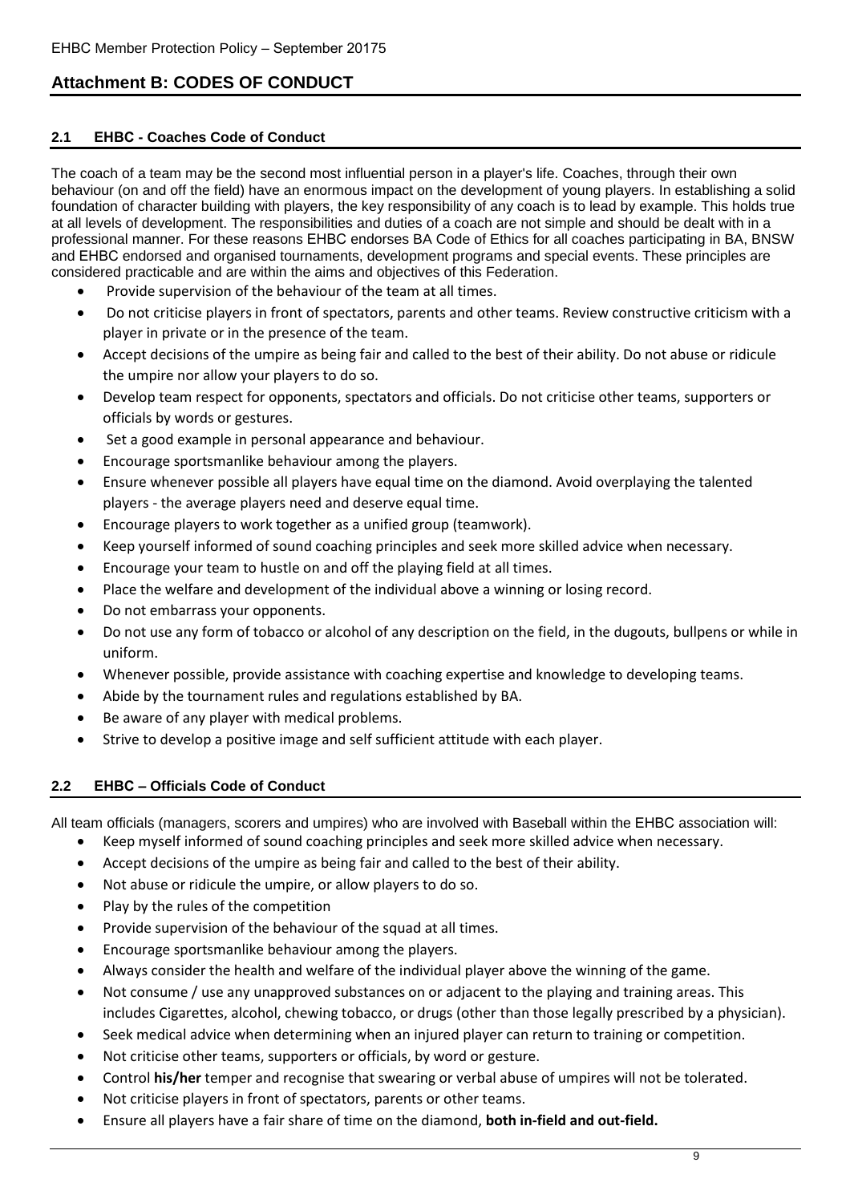## Attachment B: CODES OF CONDUCT

### 2.1 EHBC - Coaches Code of Conduct

The coach of a team may be the second most influential person in a player's life. Coaches, through their own behaviour (on and off the field) have an enormous impact on the development of young players. In establishing a solid foundation of character building with players, the key responsibility of any coach is to lead by example. This holds true at all levels of development. The responsibilities and duties of a coach are not simple and should be dealt with in a professional manner. For these reasons EHBC endorses BA Code of Ethics for all coaches participating in BA, BNSW and EHBC endorsed and organised tournaments, development programs and special events. These principles are considered practicable and are within the aims and objectives of this Federation.

- Provide supervision of the behaviour of the team at all times.
- Do not criticise players in front of spectators, parents and other teams. Review constructive criticism with a player in private or in the presence of the team.
- Accept decisions of the umpire as being fair and called to the best of their ability. Do not abuse or ridicule the umpire nor allow your players to do so.
- Develop team respect for opponents, spectators and officials. Do not criticise other teams, supporters or officials by words or gestures.
- Set a good example in personal appearance and behaviour.
- Encourage sportsmanlike behaviour among the players.
- Ensure whenever possible all players have equal time on the diamond. Avoid overplaying the talented players - the average players need and deserve equal time.
- Encourage players to work together as a unified group (teamwork).
- Keep yourself informed of sound coaching principles and seek more skilled advice when necessary.
- Encourage your team to hustle on and off the playing field at all times.
- Place the welfare and development of the individual above a winning or losing record.
- Do not embarrass your opponents.
- Do not use any form of tobacco or alcohol of any description on the field, in the dugouts, bullpens or while in uniform.
- Whenever possible, provide assistance with coaching expertise and knowledge to developing teams.
- Abide by the tournament rules and regulations established by BA.
- Be aware of any player with medical problems.
- Strive to develop a positive image and self sufficient attitude with each player.

### 2.2 EHBC – Officials Code of Conduct

All team officials (managers, scorers and umpires) who are involved with Baseball within the EHBC association will:

- Keep myself informed of sound coaching principles and seek more skilled advice when necessary.
- Accept decisions of the umpire as being fair and called to the best of their ability.
- Not abuse or ridicule the umpire, or allow players to do so.
- Play by the rules of the competition
- Provide supervision of the behaviour of the squad at all times.
- Encourage sportsmanlike behaviour among the players.
- Always consider the health and welfare of the individual player above the winning of the game.
- Not consume / use any unapproved substances on or adjacent to the playing and training areas. This includes Cigarettes, alcohol, chewing tobacco, or drugs (other than those legally prescribed by a physician).
- Seek medical advice when determining when an injured player can return to training or competition.
- Not criticise other teams, supporters or officials, by word or gesture.
- Control **his/her** temper and recognise that swearing or verbal abuse of umpires will not be tolerated.
- Not criticise players in front of spectators, parents or other teams.
- Ensure all players have a fair share of time on the diamond, **both in-field and out-field.**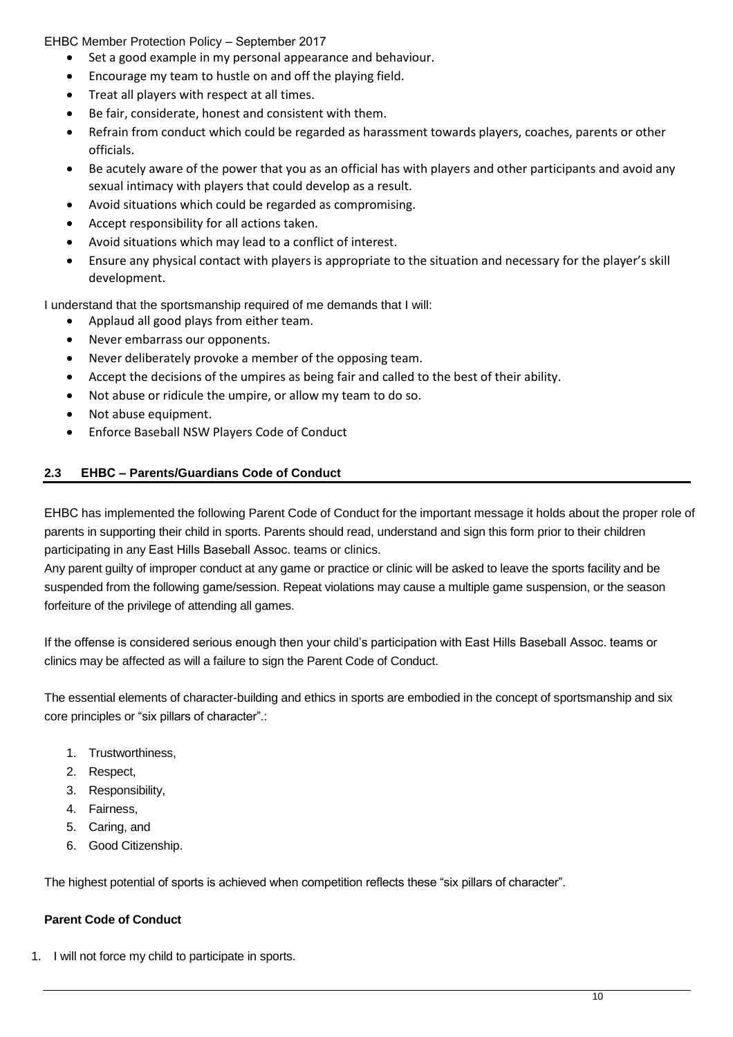- Set a good example in my personal appearance and behaviour.
- Encourage my team to hustle on and off the playing field.
- Treat all players with respect at all times.
- Be fair, considerate, honest and consistent with them.
- Refrain from conduct which could be regarded as harassment towards players, coaches, parents or other officials.
- Be acutely aware of the power that you as an official has with players and other participants and avoid any sexual intimacy with players that could develop as a result.
- Avoid situations which could be regarded as compromising.
- Accept responsibility for all actions taken.
- Avoid situations which may lead to a conflict of interest.
- Ensure any physical contact with players is appropriate to the situation and necessary for the player's skill development.

I understand that the sportsmanship required of me demands that I will:

- Applaud all good plays from either team.
- Never embarrass our opponents.
- Never deliberately provoke a member of the opposing team.
- Accept the decisions of the umpires as being fair and called to the best of their ability.
- Not abuse or ridicule the umpire, or allow my team to do so.
- Not abuse equipment.
- Enforce Baseball NSW Players Code of Conduct

## 2.3 EHBC – Parents/Guardians Code of Conduct

EHBC has implemented the following Parent Code of Conduct for the important message it holds about the proper role of parents in supporting their child in sports. Parents should read, understand and sign this form prior to their children participating in any East Hills Baseball Assoc. teams or clinics.

Any parent guilty of improper conduct at any game or practice or clinic will be asked to leave the sports facility and be suspended from the following game/session. Repeat violations may cause a multiple game suspension, or the season forfeiture of the privilege of attending all games.

If the offense is considered serious enough then your child's participation with East Hills Baseball Assoc. teams or clinics may be affected as will a failure to sign the Parent Code of Conduct.

The essential elements of character-building and ethics in sports are embodied in the concept of sportsmanship and six core principles or "six pillars of character".:

1. Trustworthiness,
2. Respect,
3. Responsibility,
4. Fairness,
5. Caring, and
6. Good Citizenship.

The highest potential of sports is achieved when competition reflects these "six pillars of character".

**Parent Code of Conduct**

1. I will not force my child to participate in sports.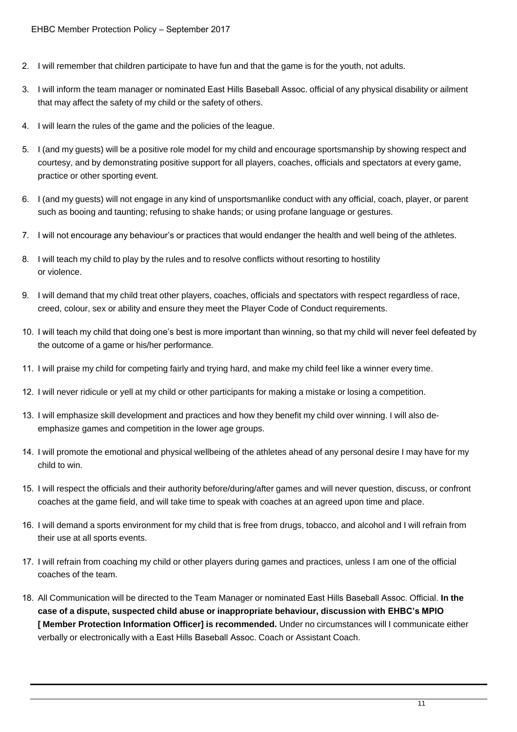2. I will remember that children participate to have fun and that the game is for the youth, not adults.
3. I will inform the team manager or nominated East Hills Baseball Assoc. official of any physical disability or ailment that may affect the safety of my child or the safety of others.
4. I will learn the rules of the game and the policies of the league.
5. I (and my guests) will be a positive role model for my child and encourage sportsmanship by showing respect and courtesy, and by demonstrating positive support for all players, coaches, officials and spectators at every game, practice or other sporting event.
6. I (and my guests) will not engage in any kind of unsportsmanlike conduct with any official, coach, player, or parent such as booing and taunting; refusing to shake hands; or using profane language or gestures.
7. I will not encourage any behaviour's or practices that would endanger the health and well being of the athletes.
8. I will teach my child to play by the rules and to resolve conflicts without resorting to hostility or violence.
9. I will demand that my child treat other players, coaches, officials and spectators with respect regardless of race, creed, colour, sex or ability and ensure they meet the Player Code of Conduct requirements.
10. I will teach my child that doing one's best is more important than winning, so that my child will never feel defeated by the outcome of a game or his/her performance.
11. I will praise my child for competing fairly and trying hard, and make my child feel like a winner every time.
12. I will never ridicule or yell at my child or other participants for making a mistake or losing a competition.
13. I will emphasize skill development and practices and how they benefit my child over winning. I will also de-emphasize games and competition in the lower age groups.
14. I will promote the emotional and physical wellbeing of the athletes ahead of any personal desire I may have for my child to win.
15. I will respect the officials and their authority before/during/after games and will never question, discuss, or confront coaches at the game field, and will take time to speak with coaches at an agreed upon time and place.
16. I will demand a sports environment for my child that is free from drugs, tobacco, and alcohol and I will refrain from their use at all sports events.
17. I will refrain from coaching my child or other players during games and practices, unless I am one of the official coaches of the team.
18. All Communication will be directed to the Team Manager or nominated East Hills Baseball Assoc. Official. **In the case of a dispute, suspected child abuse or inappropriate behaviour, discussion with EHBC's MPIO [ Member Protection Information Officer] is recommended.** Under no circumstances will I communicate either verbally or electronically with a East Hills Baseball Assoc. Coach or Assistant Coach.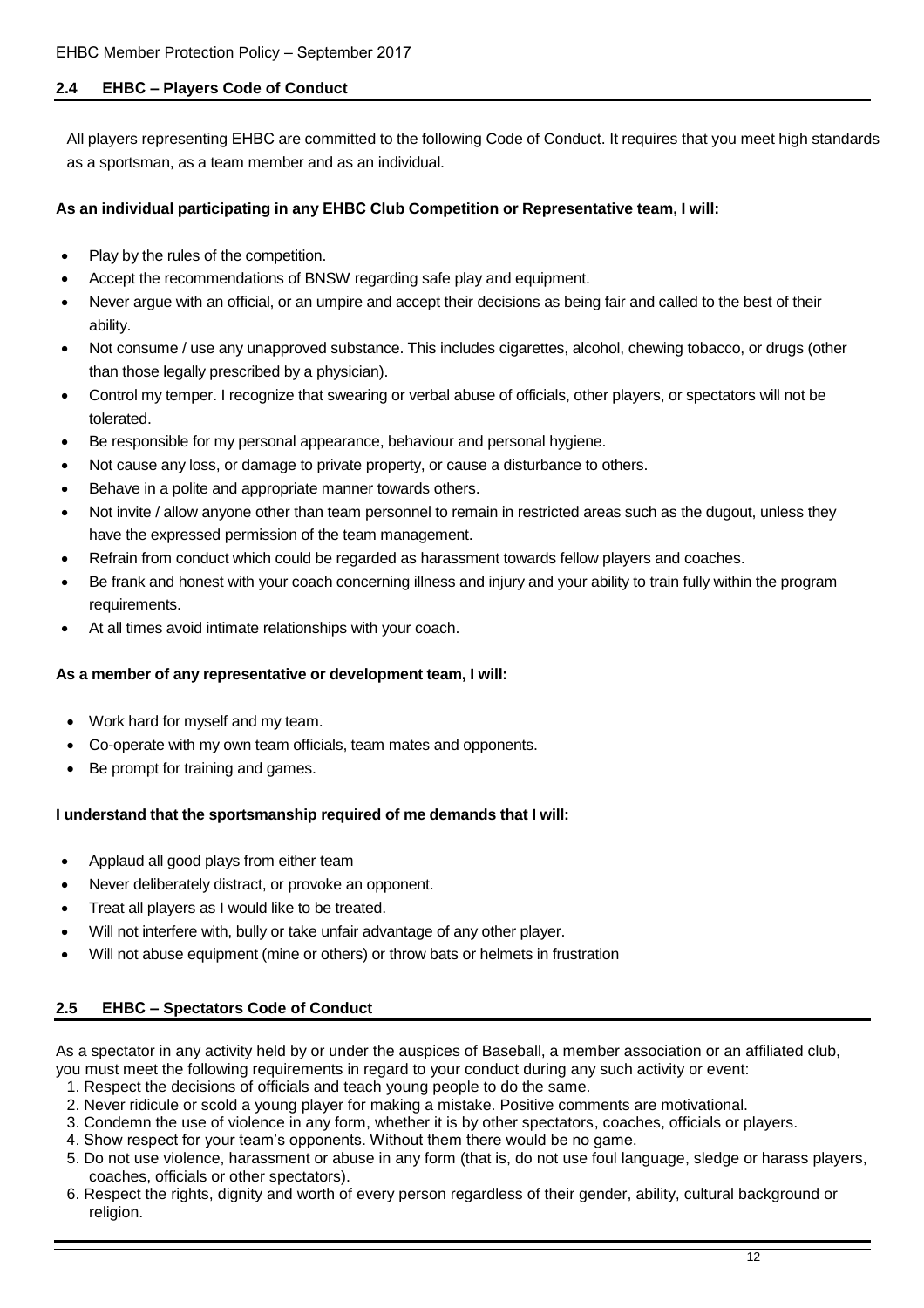### 2.4 EHBC – Players Code of Conduct

All players representing EHBC are committed to the following Code of Conduct. It requires that you meet high standards as a sportsman, as a team member and as an individual.

**As an individual participating in any EHBC Club Competition or Representative team, I will:**

- Play by the rules of the competition.
- Accept the recommendations of BNSW regarding safe play and equipment.
- Never argue with an official, or an umpire and accept their decisions as being fair and called to the best of their ability.
- Not consume / use any unapproved substance. This includes cigarettes, alcohol, chewing tobacco, or drugs (other than those legally prescribed by a physician).
- Control my temper. I recognize that swearing or verbal abuse of officials, other players, or spectators will not be tolerated.
- Be responsible for my personal appearance, behaviour and personal hygiene.
- Not cause any loss, or damage to private property, or cause a disturbance to others.
- Behave in a polite and appropriate manner towards others.
- Not invite / allow anyone other than team personnel to remain in restricted areas such as the dugout, unless they have the expressed permission of the team management.
- Refrain from conduct which could be regarded as harassment towards fellow players and coaches.
- Be frank and honest with your coach concerning illness and injury and your ability to train fully within the program requirements.
- At all times avoid intimate relationships with your coach.

**As a member of any representative or development team, I will:**

- Work hard for myself and my team.
- Co-operate with my own team officials, team mates and opponents.
- Be prompt for training and games.

**I understand that the sportsmanship required of me demands that I will:**

- Applaud all good plays from either team
- Never deliberately distract, or provoke an opponent.
- Treat all players as I would like to be treated.
- Will not interfere with, bully or take unfair advantage of any other player.
- Will not abuse equipment (mine or others) or throw bats or helmets in frustration

### 2.5 EHBC – Spectators Code of Conduct

As a spectator in any activity held by or under the auspices of Baseball, a member association or an affiliated club, you must meet the following requirements in regard to your conduct during any such activity or event:

1. Respect the decisions of officials and teach young people to do the same.
2. Never ridicule or scold a young player for making a mistake. Positive comments are motivational.
3. Condemn the use of violence in any form, whether it is by other spectators, coaches, officials or players.
4. Show respect for your team's opponents. Without them there would be no game.
5. Do not use violence, harassment or abuse in any form (that is, do not use foul language, sledge or harass players, coaches, officials or other spectators).
6. Respect the rights, dignity and worth of every person regardless of their gender, ability, cultural background or religion.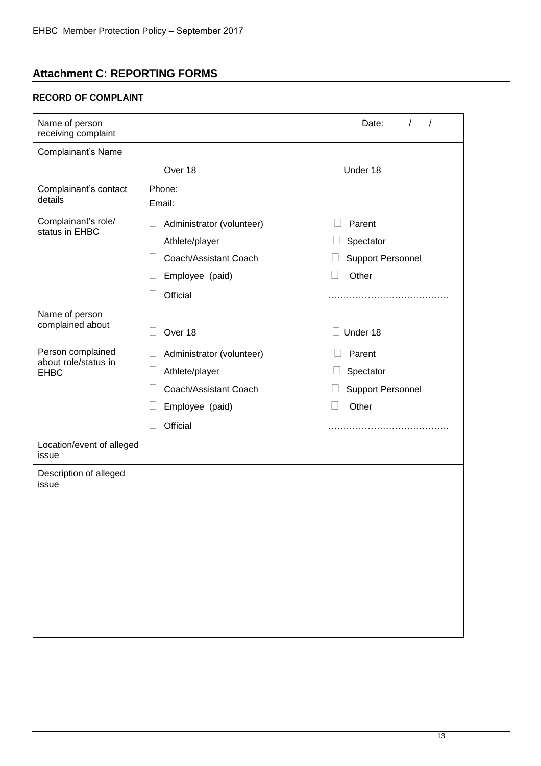## Attachment C: REPORTING FORMS

### RECORD OF COMPLAINT

| Name of person receiving complaint | | Date: / / |
|---|---|---|
| Complainant's Name | ☐ Over 18 | ☐ Under 18 |
| Complainant's contact details | Phone:<br>Email: | |
| Complainant's role/ status in EHBC | ☐ Administrator (volunteer)<br>☐ Athlete/player<br>☐ Coach/Assistant Coach<br>☐ Employee (paid)<br>☐ Official | ☐ Parent<br>☐ Spectator<br>☐ Support Personnel<br>☐ Other<br>………………………………… |
| Name of person complained about | ☐ Over 18 | ☐ Under 18 |
| Person complained about role/status in EHBC | ☐ Administrator (volunteer)<br>☐ Athlete/player<br>☐ Coach/Assistant Coach<br>☐ Employee (paid)<br>☐ Official | ☐ Parent<br>☐ Spectator<br>☐ Support Personnel<br>☐ Other<br>………………………………… |
| Location/event of alleged issue | | |
| Description of alleged issue | | |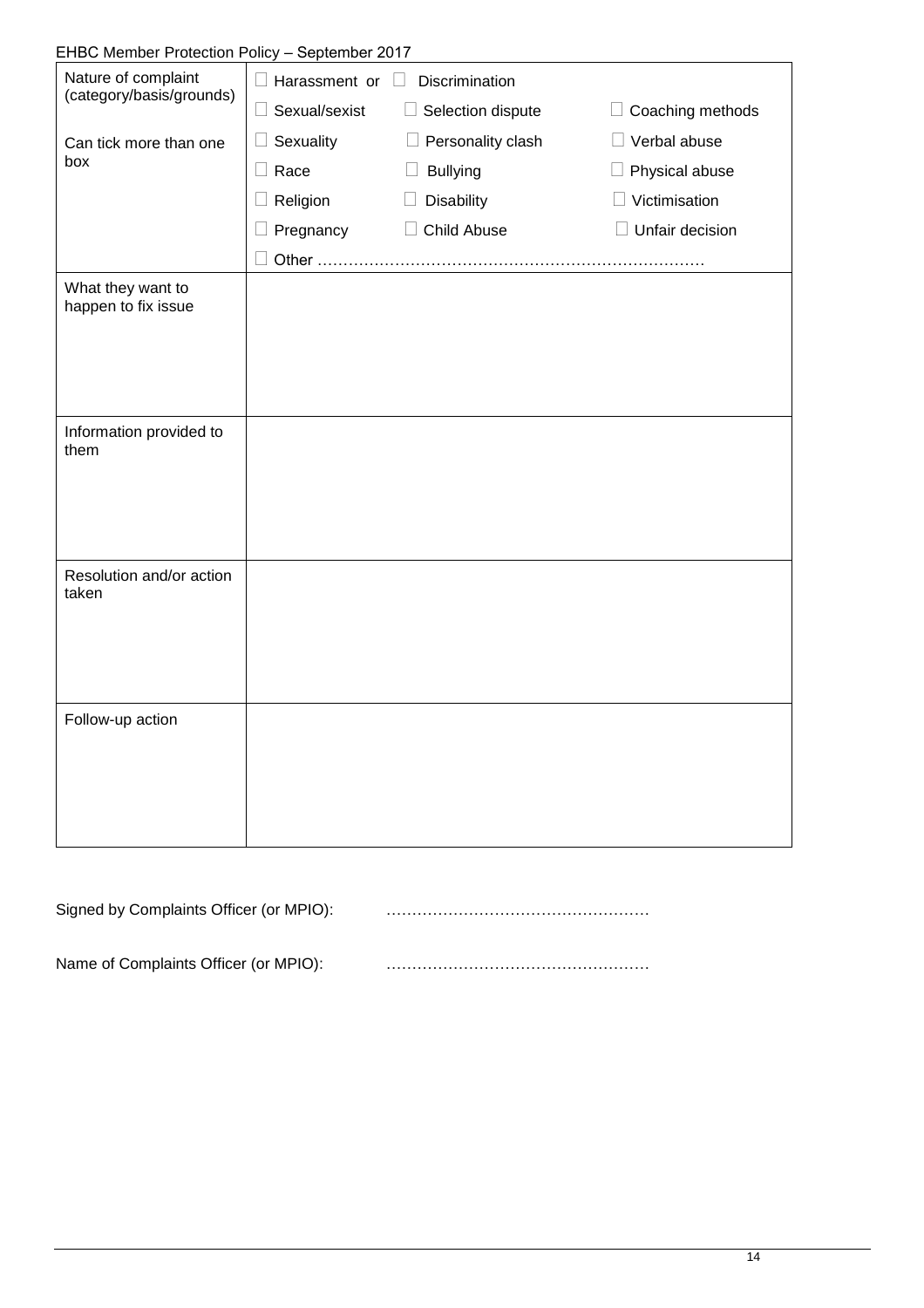| Nature of complaint (category/basis/grounds)<br><br>Can tick more than one box | ☐ Harassment or ☐ Discrimination<br>☐ Sexual/sexist ☐ Selection dispute ☐ Coaching methods<br>☐ Sexuality ☐ Personality clash ☐ Verbal abuse<br>☐ Race ☐ Bullying ☐ Physical abuse<br>☐ Religion ☐ Disability ☐ Victimisation<br>☐ Pregnancy ☐ Child Abuse ☐ Unfair decision<br>☐ Other ……………………………………………………………… |
|---|---|
| What they want to happen to fix issue | |
| Information provided to them | |
| Resolution and/or action taken | |
| Follow-up action | |

Signed by Complaints Officer (or MPIO): ……………………………………………

Name of Complaints Officer (or MPIO): ……………………………………………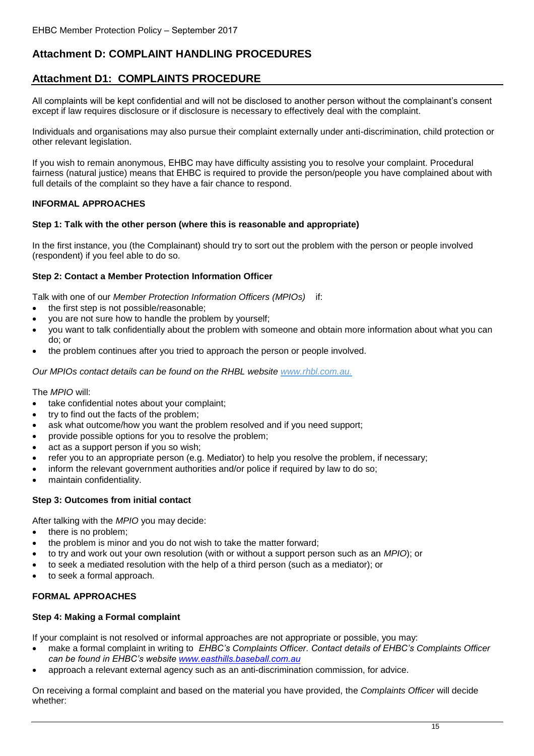# Attachment D: COMPLAINT HANDLING PROCEDURES

## Attachment D1: COMPLAINTS PROCEDURE

All complaints will be kept confidential and will not be disclosed to another person without the complainant's consent except if law requires disclosure or if disclosure is necessary to effectively deal with the complaint.

Individuals and organisations may also pursue their complaint externally under anti-discrimination, child protection or other relevant legislation.

If you wish to remain anonymous, EHBC may have difficulty assisting you to resolve your complaint. Procedural fairness (natural justice) means that EHBC is required to provide the person/people you have complained about with full details of the complaint so they have a fair chance to respond.

### INFORMAL APPROACHES

#### Step 1: Talk with the other person (where this is reasonable and appropriate)

In the first instance, you (the Complainant) should try to sort out the problem with the person or people involved (respondent) if you feel able to do so.

#### Step 2: Contact a Member Protection Information Officer

Talk with one of our *Member Protection Information Officers (MPIOs)* if:

- the first step is not possible/reasonable;
- you are not sure how to handle the problem by yourself;
- you want to talk confidentially about the problem with someone and obtain more information about what you can do; or
- the problem continues after you tried to approach the person or people involved.

*Our MPIOs contact details can be found on the RHBL website [www.rhbl.com.au.](http://www.rhbl.com.au)*

The *MPIO* will:

- take confidential notes about your complaint;
- try to find out the facts of the problem;
- ask what outcome/how you want the problem resolved and if you need support;
- provide possible options for you to resolve the problem;
- act as a support person if you so wish;
- refer you to an appropriate person (e.g. Mediator) to help you resolve the problem, if necessary;
- inform the relevant government authorities and/or police if required by law to do so;
- maintain confidentiality.

#### Step 3: Outcomes from initial contact

After talking with the *MPIO* you may decide:

- there is no problem;
- the problem is minor and you do not wish to take the matter forward;
- to try and work out your own resolution (with or without a support person such as an *MPIO*); or
- to seek a mediated resolution with the help of a third person (such as a mediator); or
- to seek a formal approach.

### FORMAL APPROACHES

#### Step 4: Making a Formal complaint

If your complaint is not resolved or informal approaches are not appropriate or possible, you may:

- make a formal complaint in writing to *EHBC's Complaints Officer. Contact details of EHBC's Complaints Officer can be found in EHBC's website [www.easthills.baseball.com.au](http://www.easthills.baseball.com.au)*
- approach a relevant external agency such as an anti-discrimination commission, for advice.

On receiving a formal complaint and based on the material you have provided, the *Complaints Officer* will decide whether: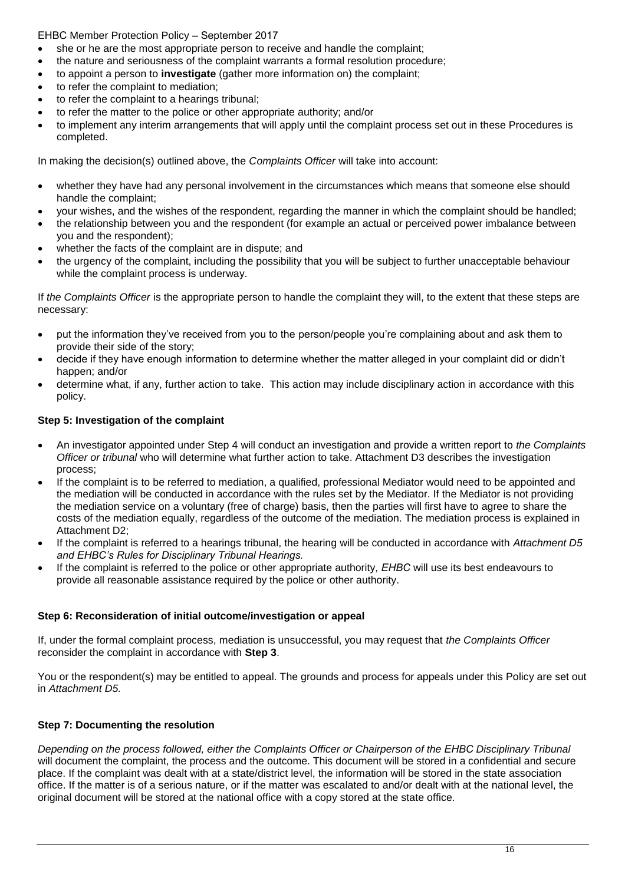- she or he are the most appropriate person to receive and handle the complaint;
- the nature and seriousness of the complaint warrants a formal resolution procedure;
- to appoint a person to **investigate** (gather more information on) the complaint;
- to refer the complaint to mediation;
- to refer the complaint to a hearings tribunal;
- to refer the matter to the police or other appropriate authority; and/or
- to implement any interim arrangements that will apply until the complaint process set out in these Procedures is completed.

In making the decision(s) outlined above, the *Complaints Officer* will take into account:

- whether they have had any personal involvement in the circumstances which means that someone else should handle the complaint;
- your wishes, and the wishes of the respondent, regarding the manner in which the complaint should be handled;
- the relationship between you and the respondent (for example an actual or perceived power imbalance between you and the respondent);
- whether the facts of the complaint are in dispute; and
- the urgency of the complaint, including the possibility that you will be subject to further unacceptable behaviour while the complaint process is underway.

If *the Complaints Officer* is the appropriate person to handle the complaint they will, to the extent that these steps are necessary:

- put the information they've received from you to the person/people you're complaining about and ask them to provide their side of the story;
- decide if they have enough information to determine whether the matter alleged in your complaint did or didn't happen; and/or
- determine what, if any, further action to take. This action may include disciplinary action in accordance with this policy.

**Step 5: Investigation of the complaint**

- An investigator appointed under Step 4 will conduct an investigation and provide a written report to *the Complaints Officer or tribunal* who will determine what further action to take. Attachment D3 describes the investigation process;
- If the complaint is to be referred to mediation, a qualified, professional Mediator would need to be appointed and the mediation will be conducted in accordance with the rules set by the Mediator. If the Mediator is not providing the mediation service on a voluntary (free of charge) basis, then the parties will first have to agree to share the costs of the mediation equally, regardless of the outcome of the mediation. The mediation process is explained in Attachment D2;
- If the complaint is referred to a hearings tribunal, the hearing will be conducted in accordance with *Attachment D5 and EHBC's Rules for Disciplinary Tribunal Hearings.*
- If the complaint is referred to the police or other appropriate authority, *EHBC* will use its best endeavours to provide all reasonable assistance required by the police or other authority.

**Step 6: Reconsideration of initial outcome/investigation or appeal**

If, under the formal complaint process, mediation is unsuccessful, you may request that *the Complaints Officer* reconsider the complaint in accordance with **Step 3**.

You or the respondent(s) may be entitled to appeal. The grounds and process for appeals under this Policy are set out in *Attachment D5.*

**Step 7: Documenting the resolution**

*Depending on the process followed, either the Complaints Officer or Chairperson of the EHBC Disciplinary Tribunal* will document the complaint, the process and the outcome. This document will be stored in a confidential and secure place. If the complaint was dealt with at a state/district level, the information will be stored in the state association office. If the matter is of a serious nature, or if the matter was escalated to and/or dealt with at the national level, the original document will be stored at the national office with a copy stored at the state office.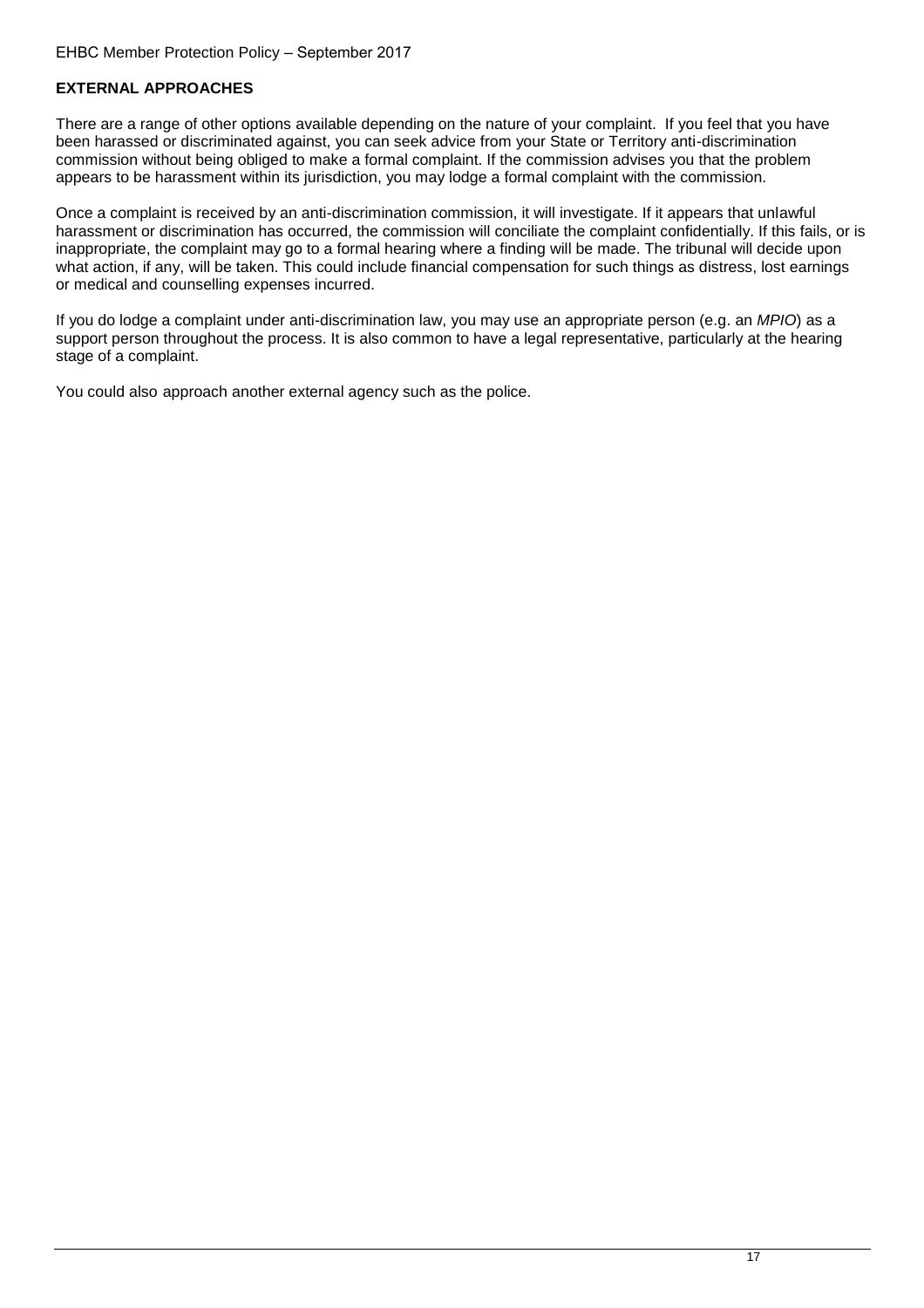**EXTERNAL APPROACHES**

There are a range of other options available depending on the nature of your complaint. If you feel that you have been harassed or discriminated against, you can seek advice from your State or Territory anti-discrimination commission without being obliged to make a formal complaint. If the commission advises you that the problem appears to be harassment within its jurisdiction, you may lodge a formal complaint with the commission.

Once a complaint is received by an anti-discrimination commission, it will investigate. If it appears that unlawful harassment or discrimination has occurred, the commission will conciliate the complaint confidentially. If this fails, or is inappropriate, the complaint may go to a formal hearing where a finding will be made. The tribunal will decide upon what action, if any, will be taken. This could include financial compensation for such things as distress, lost earnings or medical and counselling expenses incurred.

If you do lodge a complaint under anti-discrimination law, you may use an appropriate person (e.g. an *MPIO*) as a support person throughout the process. It is also common to have a legal representative, particularly at the hearing stage of a complaint.

You could also approach another external agency such as the police.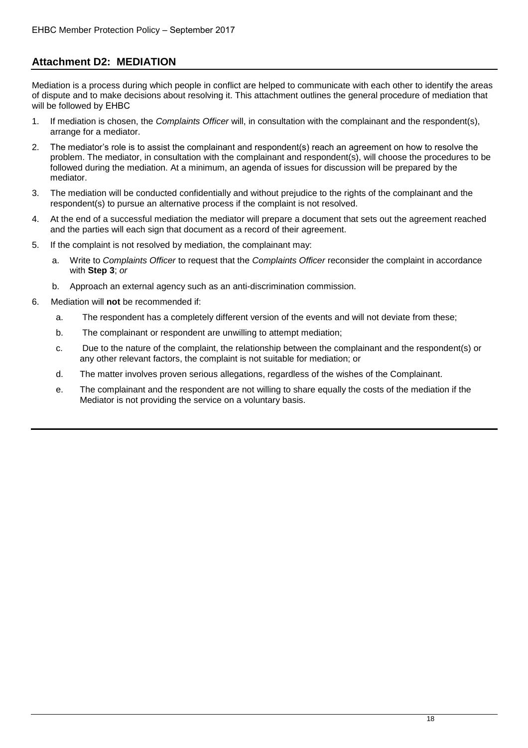## Attachment D2: MEDIATION

Mediation is a process during which people in conflict are helped to communicate with each other to identify the areas of dispute and to make decisions about resolving it. This attachment outlines the general procedure of mediation that will be followed by EHBC

1. If mediation is chosen, the *Complaints Officer* will, in consultation with the complainant and the respondent(s), arrange for a mediator.
2. The mediator's role is to assist the complainant and respondent(s) reach an agreement on how to resolve the problem. The mediator, in consultation with the complainant and respondent(s), will choose the procedures to be followed during the mediation. At a minimum, an agenda of issues for discussion will be prepared by the mediator.
3. The mediation will be conducted confidentially and without prejudice to the rights of the complainant and the respondent(s) to pursue an alternative process if the complaint is not resolved.
4. At the end of a successful mediation the mediator will prepare a document that sets out the agreement reached and the parties will each sign that document as a record of their agreement.
5. If the complaint is not resolved by mediation, the complainant may:
   a. Write to *Complaints Officer* to request that the *Complaints Officer* reconsider the complaint in accordance with **Step 3**; *or*
   b. Approach an external agency such as an anti-discrimination commission.
6. Mediation will **not** be recommended if:
   a. The respondent has a completely different version of the events and will not deviate from these;
   b. The complainant or respondent are unwilling to attempt mediation;
   c. Due to the nature of the complaint, the relationship between the complainant and the respondent(s) or any other relevant factors, the complaint is not suitable for mediation; or
   d. The matter involves proven serious allegations, regardless of the wishes of the Complainant.
   e. The complainant and the respondent are not willing to share equally the costs of the mediation if the Mediator is not providing the service on a voluntary basis.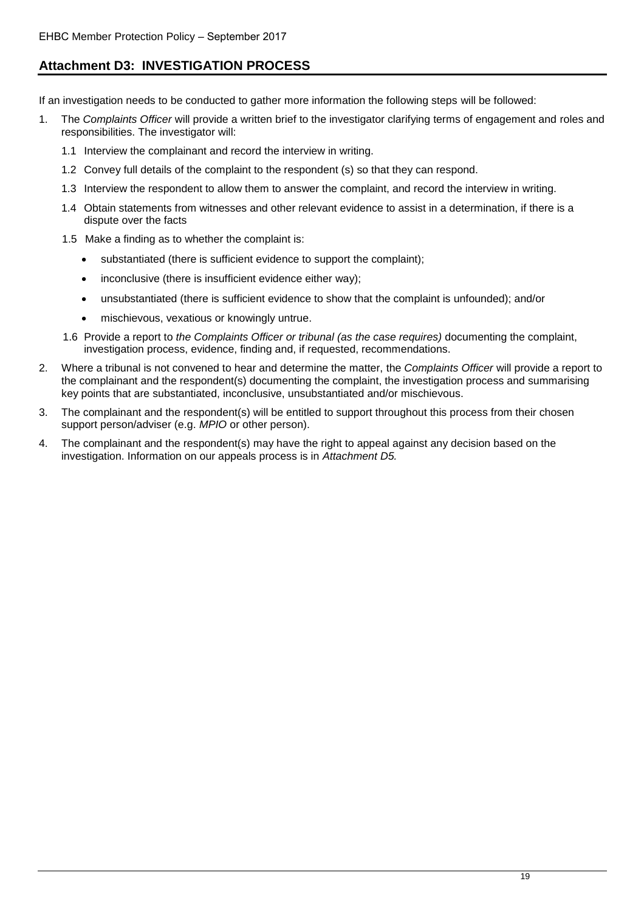## Attachment D3: INVESTIGATION PROCESS

If an investigation needs to be conducted to gather more information the following steps will be followed:

1. The *Complaints Officer* will provide a written brief to the investigator clarifying terms of engagement and roles and responsibilities. The investigator will:
   - 1.1 Interview the complainant and record the interview in writing.
   - 1.2 Convey full details of the complaint to the respondent (s) so that they can respond.
   - 1.3 Interview the respondent to allow them to answer the complaint, and record the interview in writing.
   - 1.4 Obtain statements from witnesses and other relevant evidence to assist in a determination, if there is a dispute over the facts
   - 1.5 Make a finding as to whether the complaint is:
     - substantiated (there is sufficient evidence to support the complaint);
     - inconclusive (there is insufficient evidence either way);
     - unsubstantiated (there is sufficient evidence to show that the complaint is unfounded); and/or
     - mischievous, vexatious or knowingly untrue.
   - 1.6 Provide a report to *the Complaints Officer or tribunal (as the case requires)* documenting the complaint, investigation process, evidence, finding and, if requested, recommendations.
2. Where a tribunal is not convened to hear and determine the matter, the *Complaints Officer* will provide a report to the complainant and the respondent(s) documenting the complaint, the investigation process and summarising key points that are substantiated, inconclusive, unsubstantiated and/or mischievous.
3. The complainant and the respondent(s) will be entitled to support throughout this process from their chosen support person/adviser (e.g. *MPIO* or other person).
4. The complainant and the respondent(s) may have the right to appeal against any decision based on the investigation. Information on our appeals process is in *Attachment D5.*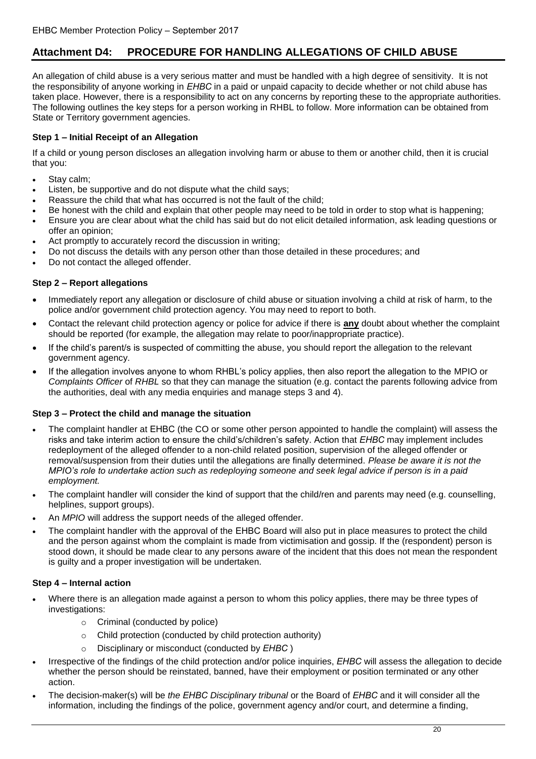## Attachment D4: PROCEDURE FOR HANDLING ALLEGATIONS OF CHILD ABUSE

An allegation of child abuse is a very serious matter and must be handled with a high degree of sensitivity. It is not the responsibility of anyone working in *EHBC* in a paid or unpaid capacity to decide whether or not child abuse has taken place. However, there is a responsibility to act on any concerns by reporting these to the appropriate authorities. The following outlines the key steps for a person working in RHBL to follow. More information can be obtained from State or Territory government agencies.

### Step 1 – Initial Receipt of an Allegation

If a child or young person discloses an allegation involving harm or abuse to them or another child, then it is crucial that you:

- Stay calm;
- Listen, be supportive and do not dispute what the child says;
- Reassure the child that what has occurred is not the fault of the child;
- Be honest with the child and explain that other people may need to be told in order to stop what is happening;
- Ensure you are clear about what the child has said but do not elicit detailed information, ask leading questions or offer an opinion;
- Act promptly to accurately record the discussion in writing;
- Do not discuss the details with any person other than those detailed in these procedures; and
- Do not contact the alleged offender.

### Step 2 – Report allegations

- Immediately report any allegation or disclosure of child abuse or situation involving a child at risk of harm, to the police and/or government child protection agency. You may need to report to both.
- Contact the relevant child protection agency or police for advice if there is **any** doubt about whether the complaint should be reported (for example, the allegation may relate to poor/inappropriate practice).
- If the child's parent/s is suspected of committing the abuse, you should report the allegation to the relevant government agency.
- If the allegation involves anyone to whom RHBL's policy applies, then also report the allegation to the MPIO or *Complaints Officer* of *RHBL* so that they can manage the situation (e.g. contact the parents following advice from the authorities, deal with any media enquiries and manage steps 3 and 4).

### Step 3 – Protect the child and manage the situation

- The complaint handler at EHBC (the CO or some other person appointed to handle the complaint) will assess the risks and take interim action to ensure the child's/children's safety. Action that *EHBC* may implement includes redeployment of the alleged offender to a non-child related position, supervision of the alleged offender or removal/suspension from their duties until the allegations are finally determined. *Please be aware it is not the MPIO's role to undertake action such as redeploying someone and seek legal advice if person is in a paid employment.*
- The complaint handler will consider the kind of support that the child/ren and parents may need (e.g. counselling, helplines, support groups).
- An *MPIO* will address the support needs of the alleged offender.
- The complaint handler with the approval of the EHBC Board will also put in place measures to protect the child and the person against whom the complaint is made from victimisation and gossip. If the (respondent) person is stood down, it should be made clear to any persons aware of the incident that this does not mean the respondent is guilty and a proper investigation will be undertaken.

### Step 4 – Internal action

- Where there is an allegation made against a person to whom this policy applies, there may be three types of investigations:
  - Criminal (conducted by police)
  - Child protection (conducted by child protection authority)
  - Disciplinary or misconduct (conducted by *EHBC* )
- Irrespective of the findings of the child protection and/or police inquiries, *EHBC* will assess the allegation to decide whether the person should be reinstated, banned, have their employment or position terminated or any other action.
- The decision-maker(s) will be *the EHBC Disciplinary tribunal* or the Board of *EHBC* and it will consider all the information, including the findings of the police, government agency and/or court, and determine a finding,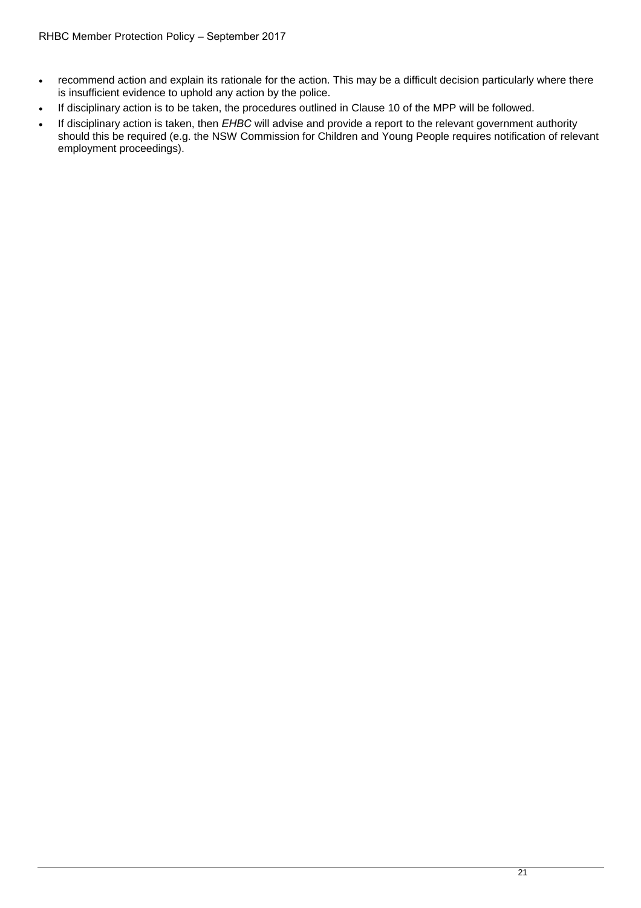- recommend action and explain its rationale for the action. This may be a difficult decision particularly where there is insufficient evidence to uphold any action by the police.
- If disciplinary action is to be taken, the procedures outlined in Clause 10 of the MPP will be followed.
- If disciplinary action is taken, then *EHBC* will advise and provide a report to the relevant government authority should this be required (e.g. the NSW Commission for Children and Young People requires notification of relevant employment proceedings).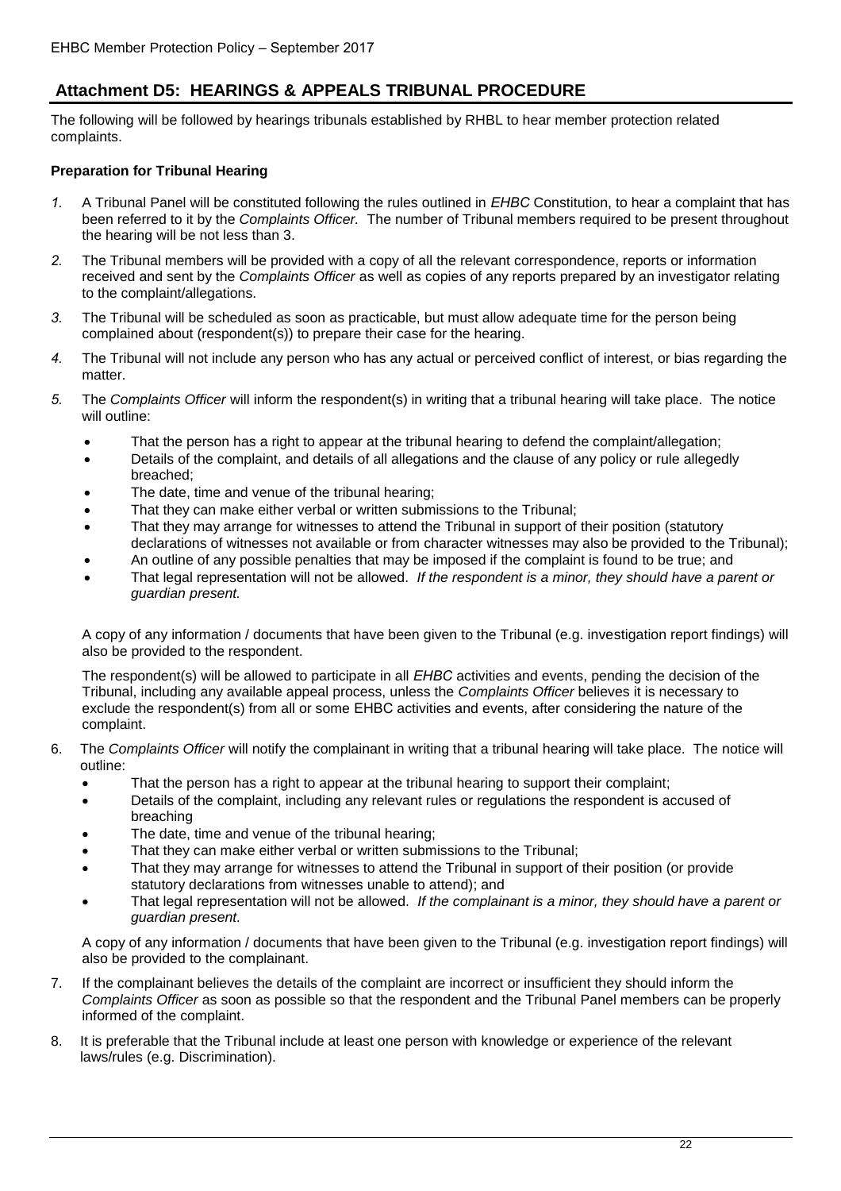## Attachment D5: HEARINGS & APPEALS TRIBUNAL PROCEDURE

The following will be followed by hearings tribunals established by RHBL to hear member protection related complaints.

### Preparation for Tribunal Hearing

1. A Tribunal Panel will be constituted following the rules outlined in *EHBC* Constitution, to hear a complaint that has been referred to it by the *Complaints Officer.* The number of Tribunal members required to be present throughout the hearing will be not less than 3.
2. The Tribunal members will be provided with a copy of all the relevant correspondence, reports or information received and sent by the *Complaints Officer* as well as copies of any reports prepared by an investigator relating to the complaint/allegations.
3. The Tribunal will be scheduled as soon as practicable, but must allow adequate time for the person being complained about (respondent(s)) to prepare their case for the hearing.
4. The Tribunal will not include any person who has any actual or perceived conflict of interest, or bias regarding the matter.
5. The *Complaints Officer* will inform the respondent(s) in writing that a tribunal hearing will take place. The notice will outline:
   - That the person has a right to appear at the tribunal hearing to defend the complaint/allegation;
   - Details of the complaint, and details of all allegations and the clause of any policy or rule allegedly breached;
   - The date, time and venue of the tribunal hearing;
   - That they can make either verbal or written submissions to the Tribunal;
   - That they may arrange for witnesses to attend the Tribunal in support of their position (statutory declarations of witnesses not available or from character witnesses may also be provided to the Tribunal);
   - An outline of any possible penalties that may be imposed if the complaint is found to be true; and
   - That legal representation will not be allowed. *If the respondent is a minor, they should have a parent or guardian present.*

   A copy of any information / documents that have been given to the Tribunal (e.g. investigation report findings) will also be provided to the respondent.

   The respondent(s) will be allowed to participate in all *EHBC* activities and events, pending the decision of the Tribunal, including any available appeal process, unless the *Complaints Officer* believes it is necessary to exclude the respondent(s) from all or some EHBC activities and events, after considering the nature of the complaint.
6. The *Complaints Officer* will notify the complainant in writing that a tribunal hearing will take place. The notice will outline:
   - That the person has a right to appear at the tribunal hearing to support their complaint;
   - Details of the complaint, including any relevant rules or regulations the respondent is accused of breaching
   - The date, time and venue of the tribunal hearing;
   - That they can make either verbal or written submissions to the Tribunal;
   - That they may arrange for witnesses to attend the Tribunal in support of their position (or provide statutory declarations from witnesses unable to attend); and
   - That legal representation will not be allowed. *If the complainant is a minor, they should have a parent or guardian present.*

   A copy of any information / documents that have been given to the Tribunal (e.g. investigation report findings) will also be provided to the complainant.
7. If the complainant believes the details of the complaint are incorrect or insufficient they should inform the *Complaints Officer* as soon as possible so that the respondent and the Tribunal Panel members can be properly informed of the complaint.
8. It is preferable that the Tribunal include at least one person with knowledge or experience of the relevant laws/rules (e.g. Discrimination).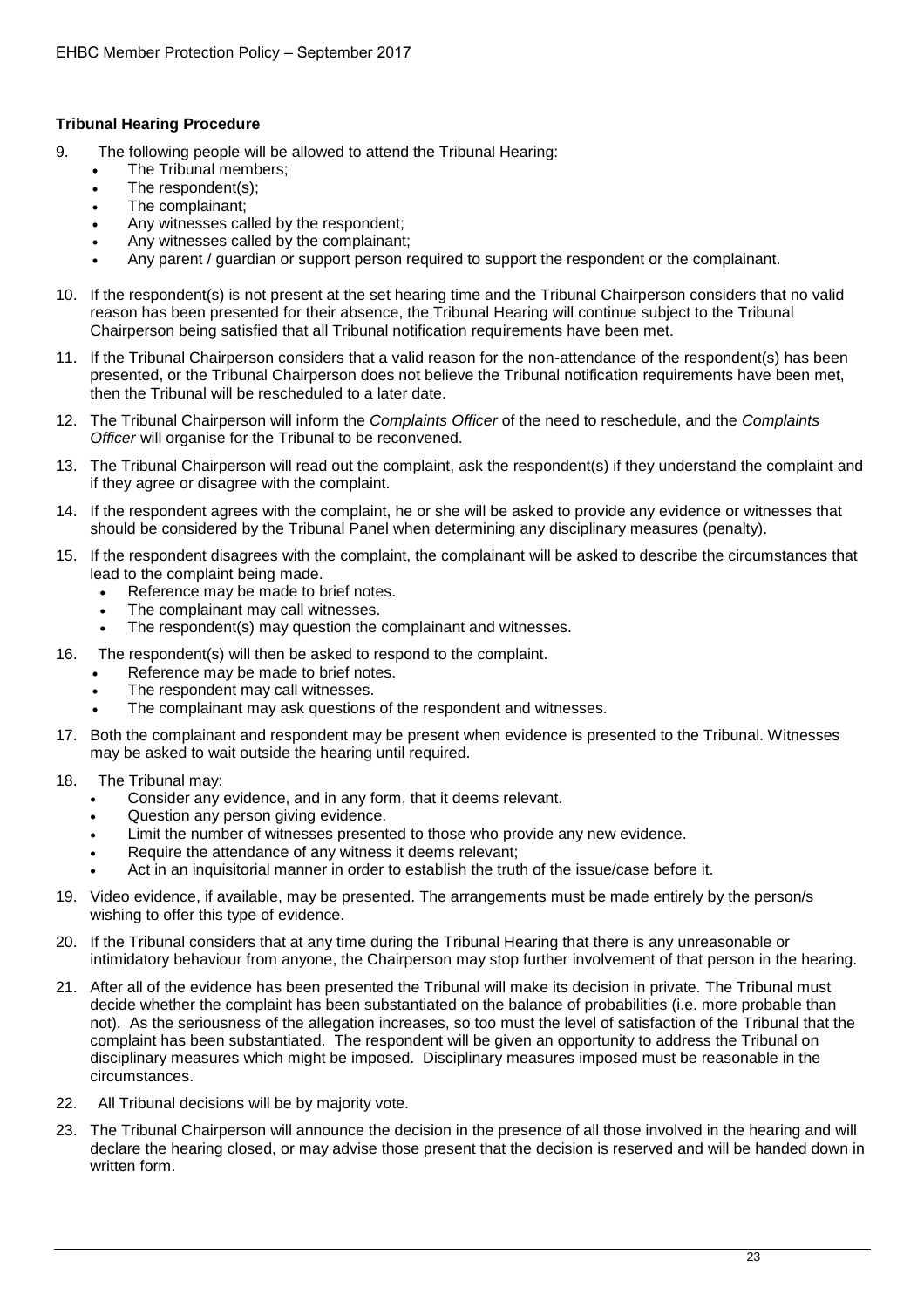**Tribunal Hearing Procedure**

9. The following people will be allowed to attend the Tribunal Hearing:
   - The Tribunal members;
   - The respondent(s);
   - The complainant;
   - Any witnesses called by the respondent;
   - Any witnesses called by the complainant;
   - Any parent / guardian or support person required to support the respondent or the complainant.

10. If the respondent(s) is not present at the set hearing time and the Tribunal Chairperson considers that no valid reason has been presented for their absence, the Tribunal Hearing will continue subject to the Tribunal Chairperson being satisfied that all Tribunal notification requirements have been met.

11. If the Tribunal Chairperson considers that a valid reason for the non-attendance of the respondent(s) has been presented, or the Tribunal Chairperson does not believe the Tribunal notification requirements have been met, then the Tribunal will be rescheduled to a later date.

12. The Tribunal Chairperson will inform the *Complaints Officer* of the need to reschedule, and the *Complaints Officer* will organise for the Tribunal to be reconvened.

13. The Tribunal Chairperson will read out the complaint, ask the respondent(s) if they understand the complaint and if they agree or disagree with the complaint.

14. If the respondent agrees with the complaint, he or she will be asked to provide any evidence or witnesses that should be considered by the Tribunal Panel when determining any disciplinary measures (penalty).

15. If the respondent disagrees with the complaint, the complainant will be asked to describe the circumstances that lead to the complaint being made.
   - Reference may be made to brief notes.
   - The complainant may call witnesses.
   - The respondent(s) may question the complainant and witnesses.

16. The respondent(s) will then be asked to respond to the complaint.
   - Reference may be made to brief notes.
   - The respondent may call witnesses.
   - The complainant may ask questions of the respondent and witnesses.

17. Both the complainant and respondent may be present when evidence is presented to the Tribunal. Witnesses may be asked to wait outside the hearing until required.

18. The Tribunal may:
   - Consider any evidence, and in any form, that it deems relevant.
   - Question any person giving evidence.
   - Limit the number of witnesses presented to those who provide any new evidence.
   - Require the attendance of any witness it deems relevant;
   - Act in an inquisitorial manner in order to establish the truth of the issue/case before it.

19. Video evidence, if available, may be presented. The arrangements must be made entirely by the person/s wishing to offer this type of evidence.

20. If the Tribunal considers that at any time during the Tribunal Hearing that there is any unreasonable or intimidatory behaviour from anyone, the Chairperson may stop further involvement of that person in the hearing.

21. After all of the evidence has been presented the Tribunal will make its decision in private. The Tribunal must decide whether the complaint has been substantiated on the balance of probabilities (i.e. more probable than not). As the seriousness of the allegation increases, so too must the level of satisfaction of the Tribunal that the complaint has been substantiated. The respondent will be given an opportunity to address the Tribunal on disciplinary measures which might be imposed. Disciplinary measures imposed must be reasonable in the circumstances.

22. All Tribunal decisions will be by majority vote.

23. The Tribunal Chairperson will announce the decision in the presence of all those involved in the hearing and will declare the hearing closed, or may advise those present that the decision is reserved and will be handed down in written form.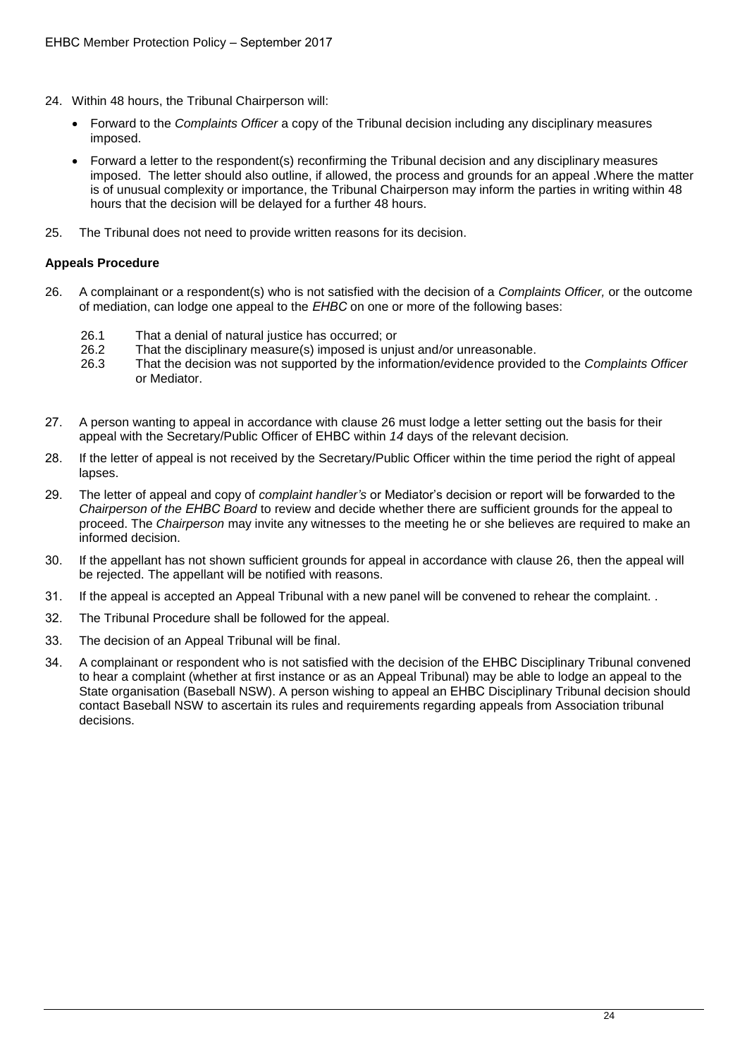24. Within 48 hours, the Tribunal Chairperson will:

    - Forward to the *Complaints Officer* a copy of the Tribunal decision including any disciplinary measures imposed.
    - Forward a letter to the respondent(s) reconfirming the Tribunal decision and any disciplinary measures imposed. The letter should also outline, if allowed, the process and grounds for an appeal .Where the matter is of unusual complexity or importance, the Tribunal Chairperson may inform the parties in writing within 48 hours that the decision will be delayed for a further 48 hours.

25. The Tribunal does not need to provide written reasons for its decision.

**Appeals Procedure**

26. A complainant or a respondent(s) who is not satisfied with the decision of a *Complaints Officer,* or the outcome of mediation, can lodge one appeal to the *EHBC* on one or more of the following bases:

    26.1 That a denial of natural justice has occurred; or
    26.2 That the disciplinary measure(s) imposed is unjust and/or unreasonable.
    26.3 That the decision was not supported by the information/evidence provided to the *Complaints Officer* or Mediator.

27. A person wanting to appeal in accordance with clause 26 must lodge a letter setting out the basis for their appeal with the Secretary/Public Officer of EHBC within *14* days of the relevant decision*.*

28. If the letter of appeal is not received by the Secretary/Public Officer within the time period the right of appeal lapses.

29. The letter of appeal and copy of *complaint handler's* or Mediator's decision or report will be forwarded to the *Chairperson of the EHBC Board* to review and decide whether there are sufficient grounds for the appeal to proceed. The *Chairperson* may invite any witnesses to the meeting he or she believes are required to make an informed decision.

30. If the appellant has not shown sufficient grounds for appeal in accordance with clause 26, then the appeal will be rejected. The appellant will be notified with reasons.

31. If the appeal is accepted an Appeal Tribunal with a new panel will be convened to rehear the complaint. .

32. The Tribunal Procedure shall be followed for the appeal.

33. The decision of an Appeal Tribunal will be final.

34. A complainant or respondent who is not satisfied with the decision of the EHBC Disciplinary Tribunal convened to hear a complaint (whether at first instance or as an Appeal Tribunal) may be able to lodge an appeal to the State organisation (Baseball NSW). A person wishing to appeal an EHBC Disciplinary Tribunal decision should contact Baseball NSW to ascertain its rules and requirements regarding appeals from Association tribunal decisions.